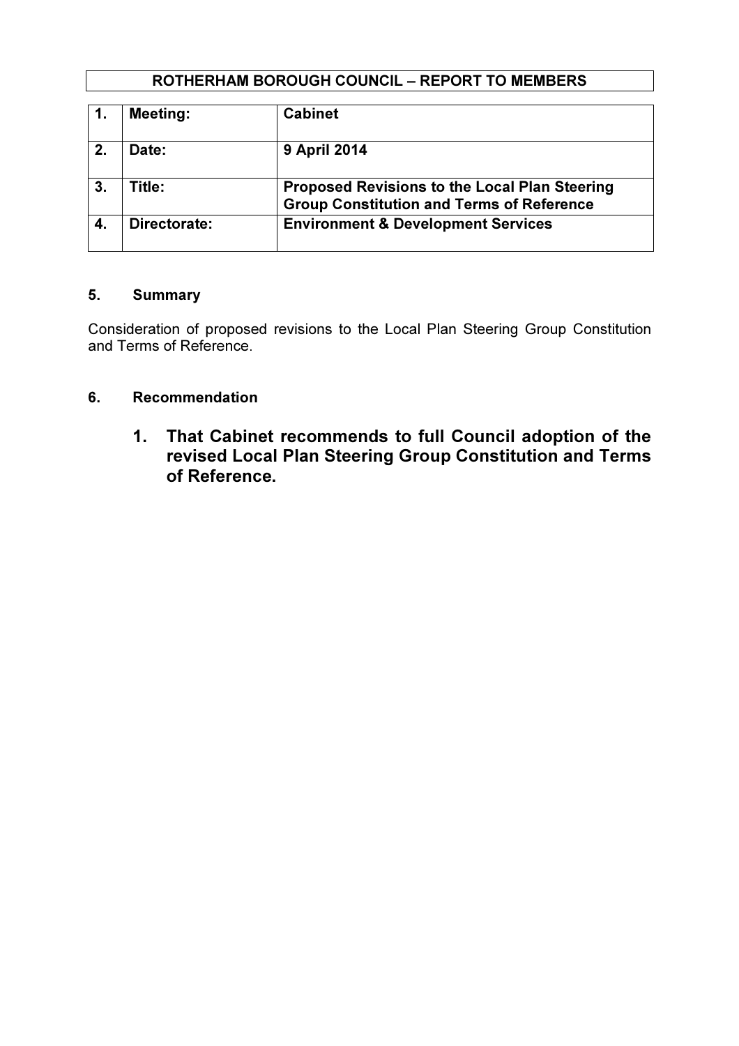**ROTHERHAM BOROUGH COUNCIL – REPORT TO MEMBERS**

| | | |
|---|---|---|
| **1.** | **Meeting:** | **Cabinet** |
| **2.** | **Date:** | **9 April 2014** |
| **3.** | **Title:** | **Proposed Revisions to the Local Plan Steering Group Constitution and Terms of Reference** |
| **4.** | **Directorate:** | **Environment & Development Services** |

## 5. Summary

Consideration of proposed revisions to the Local Plan Steering Group Constitution and Terms of Reference.

## 6. Recommendation

1. **That Cabinet recommends to full Council adoption of the revised Local Plan Steering Group Constitution and Terms of Reference.**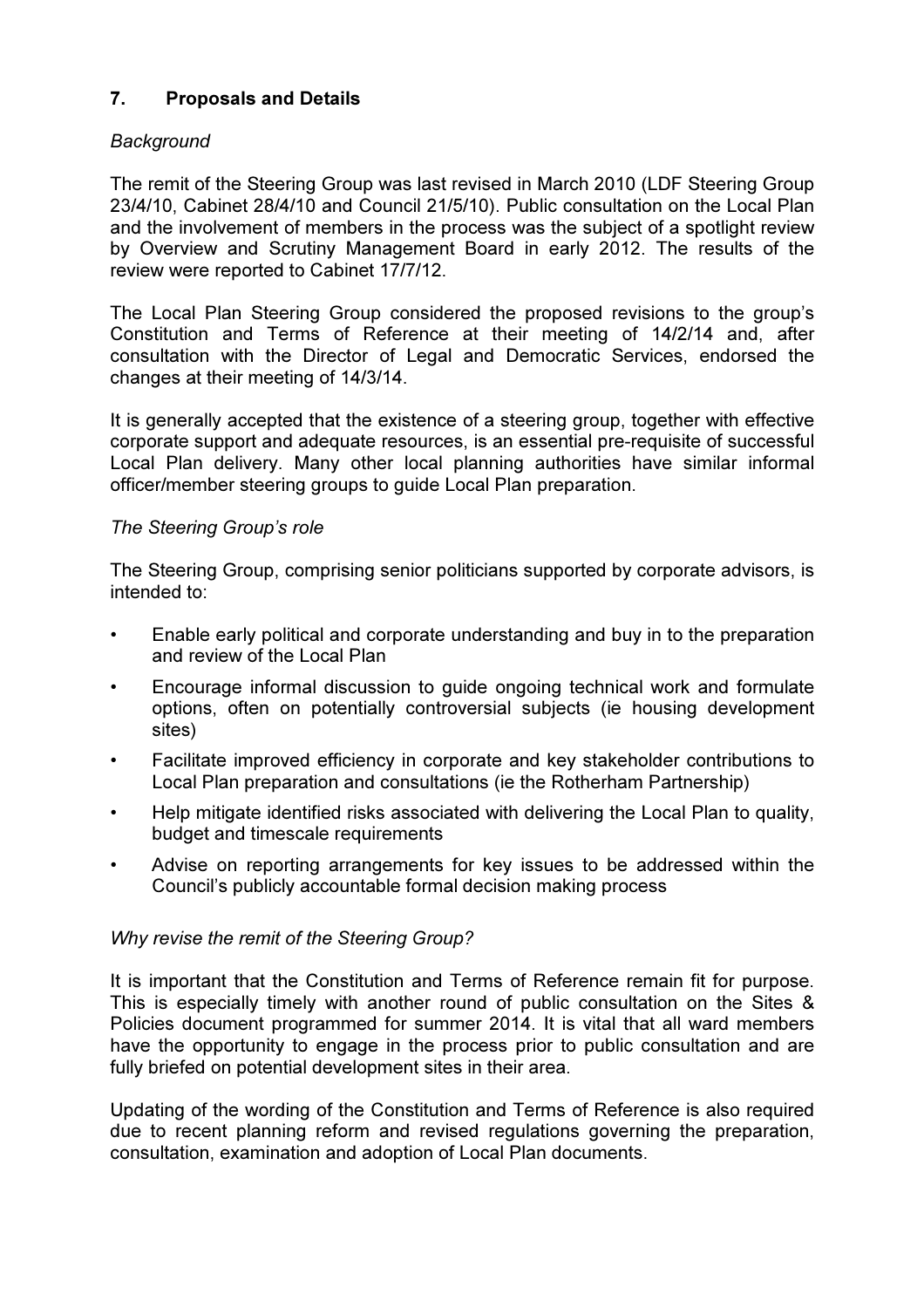## 7. Proposals and Details

*Background*

The remit of the Steering Group was last revised in March 2010 (LDF Steering Group 23/4/10, Cabinet 28/4/10 and Council 21/5/10). Public consultation on the Local Plan and the involvement of members in the process was the subject of a spotlight review by Overview and Scrutiny Management Board in early 2012. The results of the review were reported to Cabinet 17/7/12.

The Local Plan Steering Group considered the proposed revisions to the group's Constitution and Terms of Reference at their meeting of 14/2/14 and, after consultation with the Director of Legal and Democratic Services, endorsed the changes at their meeting of 14/3/14.

It is generally accepted that the existence of a steering group, together with effective corporate support and adequate resources, is an essential pre-requisite of successful Local Plan delivery. Many other local planning authorities have similar informal officer/member steering groups to guide Local Plan preparation.

*The Steering Group's role*

The Steering Group, comprising senior politicians supported by corporate advisors, is intended to:

- Enable early political and corporate understanding and buy in to the preparation and review of the Local Plan
- Encourage informal discussion to guide ongoing technical work and formulate options, often on potentially controversial subjects (ie housing development sites)
- Facilitate improved efficiency in corporate and key stakeholder contributions to Local Plan preparation and consultations (ie the Rotherham Partnership)
- Help mitigate identified risks associated with delivering the Local Plan to quality, budget and timescale requirements
- Advise on reporting arrangements for key issues to be addressed within the Council's publicly accountable formal decision making process

*Why revise the remit of the Steering Group?*

It is important that the Constitution and Terms of Reference remain fit for purpose. This is especially timely with another round of public consultation on the Sites & Policies document programmed for summer 2014. It is vital that all ward members have the opportunity to engage in the process prior to public consultation and are fully briefed on potential development sites in their area.

Updating of the wording of the Constitution and Terms of Reference is also required due to recent planning reform and revised regulations governing the preparation, consultation, examination and adoption of Local Plan documents.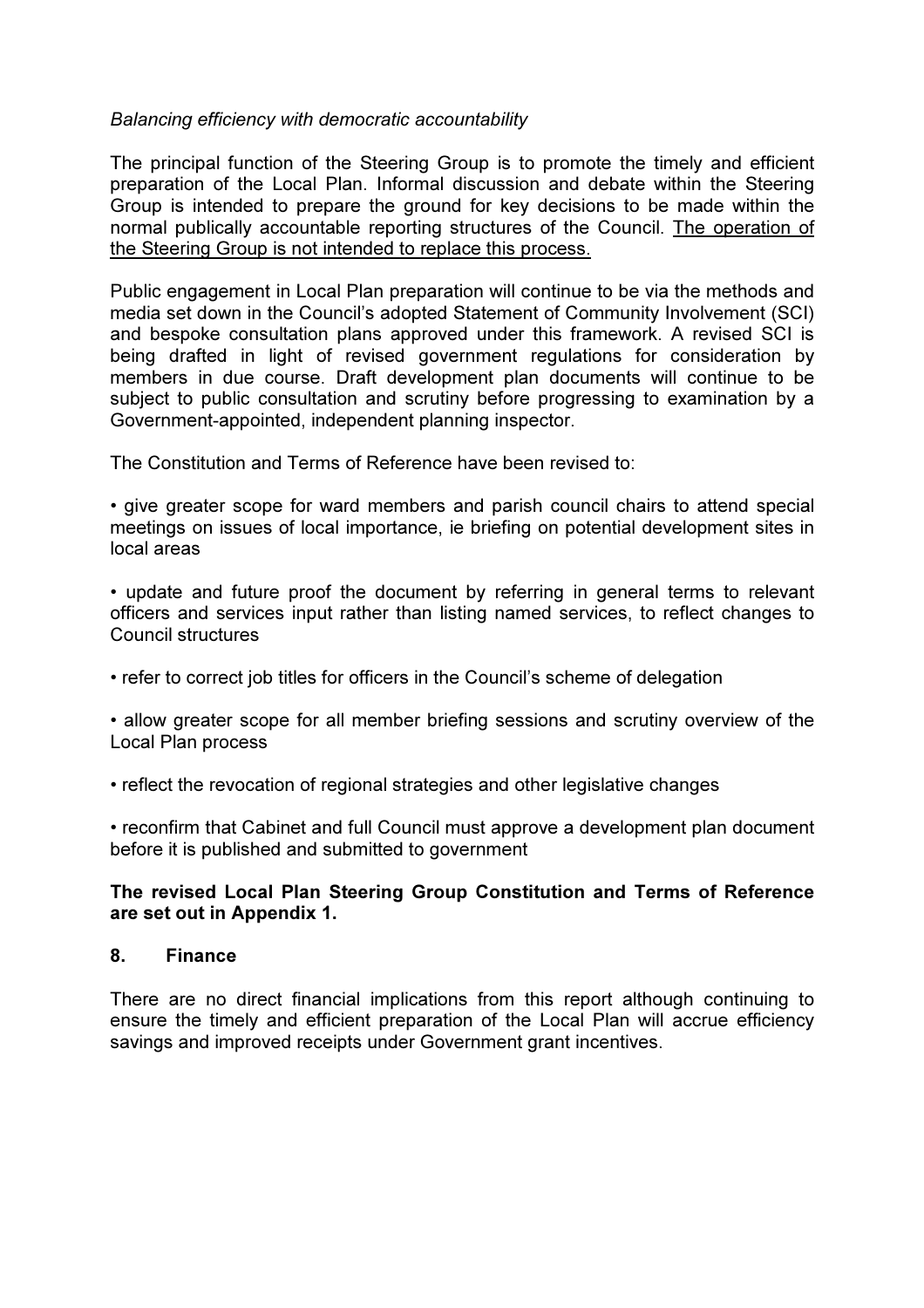*Balancing efficiency with democratic accountability*

The principal function of the Steering Group is to promote the timely and efficient preparation of the Local Plan. Informal discussion and debate within the Steering Group is intended to prepare the ground for key decisions to be made within the normal publically accountable reporting structures of the Council. <u>The operation of the Steering Group is not intended to replace this process.</u>

Public engagement in Local Plan preparation will continue to be via the methods and media set down in the Council's adopted Statement of Community Involvement (SCI) and bespoke consultation plans approved under this framework. A revised SCI is being drafted in light of revised government regulations for consideration by members in due course. Draft development plan documents will continue to be subject to public consultation and scrutiny before progressing to examination by a Government-appointed, independent planning inspector.

The Constitution and Terms of Reference have been revised to:

- give greater scope for ward members and parish council chairs to attend special meetings on issues of local importance, ie briefing on potential development sites in local areas

- update and future proof the document by referring in general terms to relevant officers and services input rather than listing named services, to reflect changes to Council structures

- refer to correct job titles for officers in the Council's scheme of delegation

- allow greater scope for all member briefing sessions and scrutiny overview of the Local Plan process

- reflect the revocation of regional strategies and other legislative changes

- reconfirm that Cabinet and full Council must approve a development plan document before it is published and submitted to government

**The revised Local Plan Steering Group Constitution and Terms of Reference are set out in Appendix 1.**

## 8. Finance

There are no direct financial implications from this report although continuing to ensure the timely and efficient preparation of the Local Plan will accrue efficiency savings and improved receipts under Government grant incentives.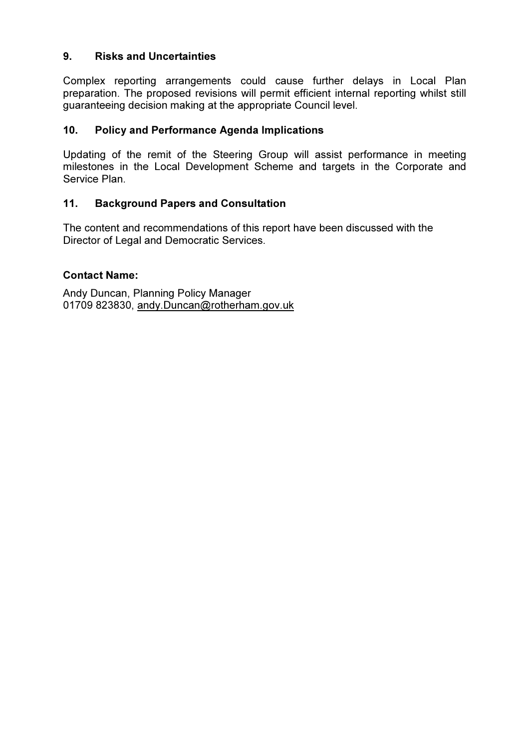## 9. Risks and Uncertainties

Complex reporting arrangements could cause further delays in Local Plan preparation. The proposed revisions will permit efficient internal reporting whilst still guaranteeing decision making at the appropriate Council level.

## 10. Policy and Performance Agenda Implications

Updating of the remit of the Steering Group will assist performance in meeting milestones in the Local Development Scheme and targets in the Corporate and Service Plan.

## 11. Background Papers and Consultation

The content and recommendations of this report have been discussed with the Director of Legal and Democratic Services.

**Contact Name:**

Andy Duncan, Planning Policy Manager
01709 823830, andy.Duncan@rotherham.gov.uk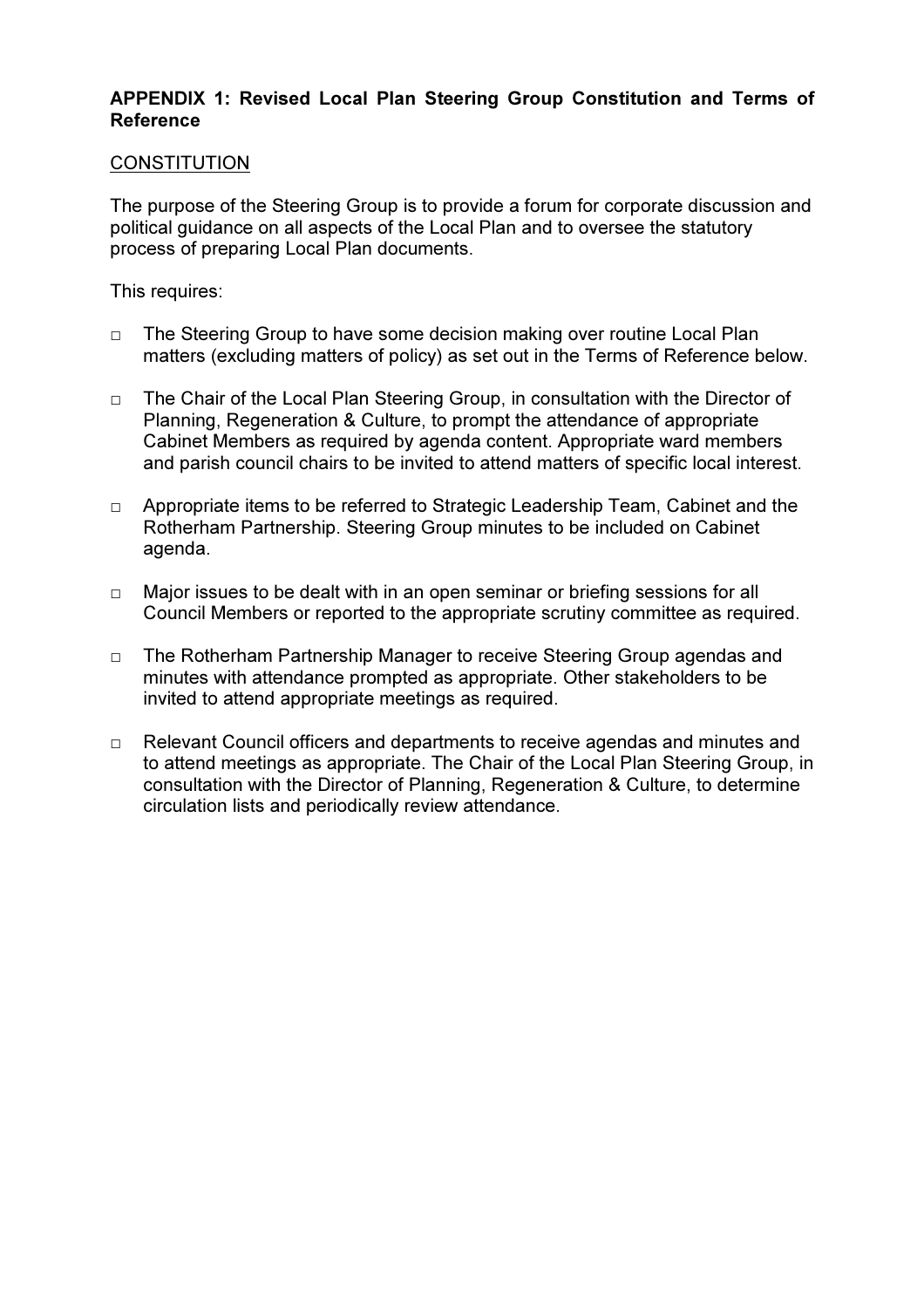**APPENDIX 1: Revised Local Plan Steering Group Constitution and Terms of Reference**

CONSTITUTION

The purpose of the Steering Group is to provide a forum for corporate discussion and political guidance on all aspects of the Local Plan and to oversee the statutory process of preparing Local Plan documents.

This requires:

- The Steering Group to have some decision making over routine Local Plan matters (excluding matters of policy) as set out in the Terms of Reference below.
- The Chair of the Local Plan Steering Group, in consultation with the Director of Planning, Regeneration & Culture, to prompt the attendance of appropriate Cabinet Members as required by agenda content. Appropriate ward members and parish council chairs to be invited to attend matters of specific local interest.
- Appropriate items to be referred to Strategic Leadership Team, Cabinet and the Rotherham Partnership. Steering Group minutes to be included on Cabinet agenda.
- Major issues to be dealt with in an open seminar or briefing sessions for all Council Members or reported to the appropriate scrutiny committee as required.
- The Rotherham Partnership Manager to receive Steering Group agendas and minutes with attendance prompted as appropriate. Other stakeholders to be invited to attend appropriate meetings as required.
- Relevant Council officers and departments to receive agendas and minutes and to attend meetings as appropriate. The Chair of the Local Plan Steering Group, in consultation with the Director of Planning, Regeneration & Culture, to determine circulation lists and periodically review attendance.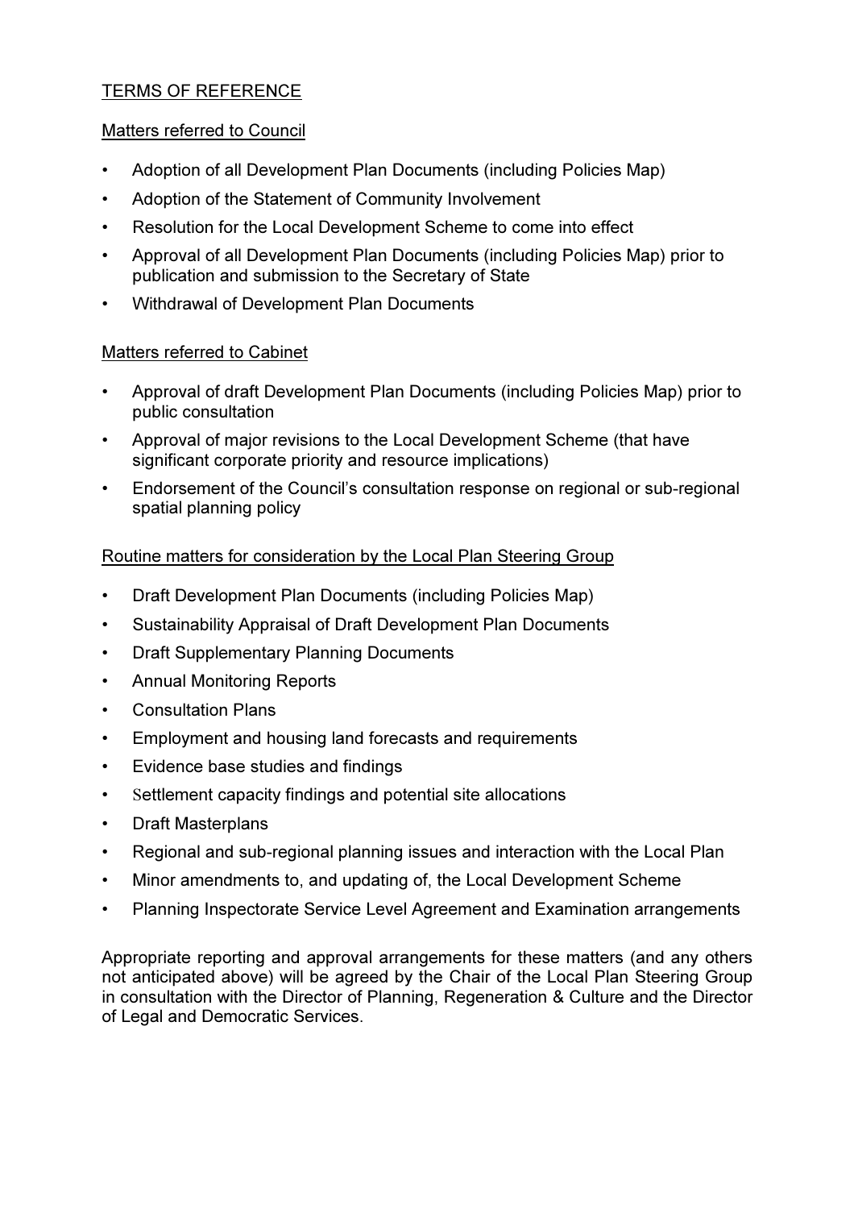# TERMS OF REFERENCE

## Matters referred to Council

- Adoption of all Development Plan Documents (including Policies Map)
- Adoption of the Statement of Community Involvement
- Resolution for the Local Development Scheme to come into effect
- Approval of all Development Plan Documents (including Policies Map) prior to publication and submission to the Secretary of State
- Withdrawal of Development Plan Documents

## Matters referred to Cabinet

- Approval of draft Development Plan Documents (including Policies Map) prior to public consultation
- Approval of major revisions to the Local Development Scheme (that have significant corporate priority and resource implications)
- Endorsement of the Council's consultation response on regional or sub-regional spatial planning policy

## Routine matters for consideration by the Local Plan Steering Group

- Draft Development Plan Documents (including Policies Map)
- Sustainability Appraisal of Draft Development Plan Documents
- Draft Supplementary Planning Documents
- Annual Monitoring Reports
- Consultation Plans
- Employment and housing land forecasts and requirements
- Evidence base studies and findings
- Settlement capacity findings and potential site allocations
- Draft Masterplans
- Regional and sub-regional planning issues and interaction with the Local Plan
- Minor amendments to, and updating of, the Local Development Scheme
- Planning Inspectorate Service Level Agreement and Examination arrangements

Appropriate reporting and approval arrangements for these matters (and any others not anticipated above) will be agreed by the Chair of the Local Plan Steering Group in consultation with the Director of Planning, Regeneration & Culture and the Director of Legal and Democratic Services.